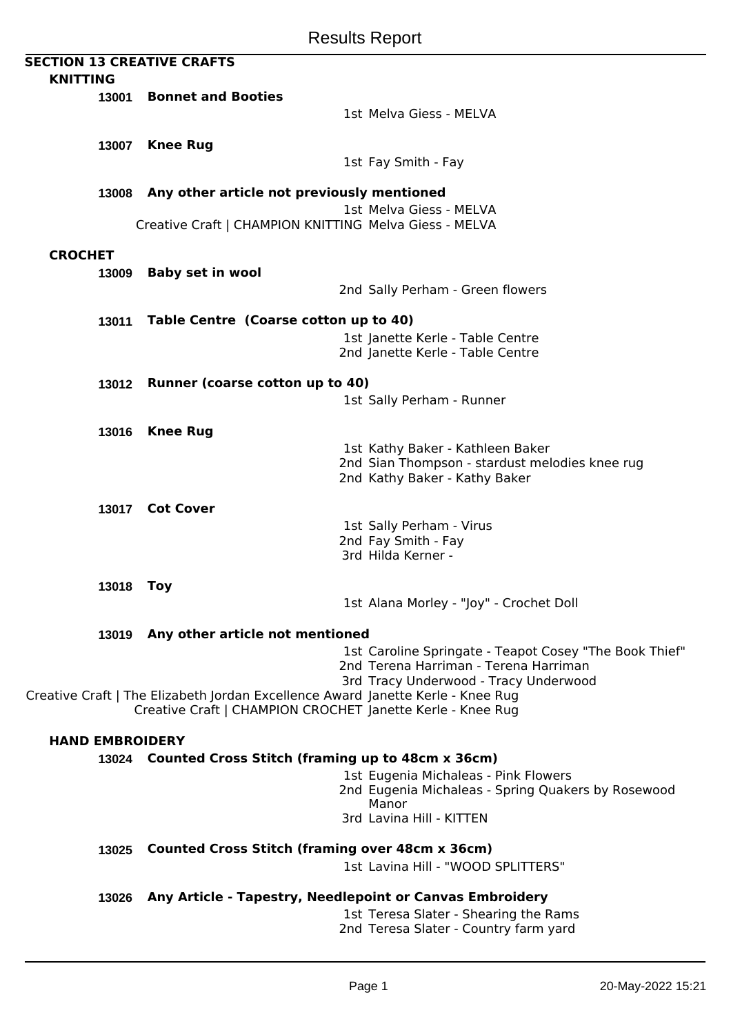# Results Report

## SECTION 13 CREATIVE CRAFTS

### KNITTING

**13001 Bonnet and Booties**

1st Melva Giess - MELVA

**13007 Knee Rug**

1st Fay Smith - Fay

**13008 Any other article not previously mentioned**

1st Melva Giess - MELVA

Creative Craft | CHAMPION KNITTING Melva Giess - MELVA

### CROCHET

**13009 Baby set in wool**

2nd Sally Perham - Green flowers

**13011 Table Centre (Coarse cotton up to 40)**

1st Janette Kerle - Table Centre
2nd Janette Kerle - Table Centre

**13012 Runner (coarse cotton up to 40)**

1st Sally Perham - Runner

**13016 Knee Rug**

1st Kathy Baker - Kathleen Baker
2nd Sian Thompson - stardust melodies knee rug
2nd Kathy Baker - Kathy Baker

**13017 Cot Cover**

1st Sally Perham - Virus
2nd Fay Smith - Fay
3rd Hilda Kerner -

**13018 Toy**

1st Alana Morley - "Joy" - Crochet Doll

**13019 Any other article not mentioned**

1st Caroline Springate - Teapot Cosey "The Book Thief"
2nd Terena Harriman - Terena Harriman
3rd Tracy Underwood - Tracy Underwood

Creative Craft | The Elizabeth Jordan Excellence Award Janette Kerle - Knee Rug
Creative Craft | CHAMPION CROCHET Janette Kerle - Knee Rug

### HAND EMBROIDERY

**13024 Counted Cross Stitch (framing up to 48cm x 36cm)**

1st Eugenia Michaleas - Pink Flowers
2nd Eugenia Michaleas - Spring Quakers by Rosewood Manor
3rd Lavina Hill - KITTEN

**13025 Counted Cross Stitch (framing over 48cm x 36cm)**

1st Lavina Hill - "WOOD SPLITTERS"

**13026 Any Article - Tapestry, Needlepoint or Canvas Embroidery**

1st Teresa Slater - Shearing the Rams
2nd Teresa Slater - Country farm yard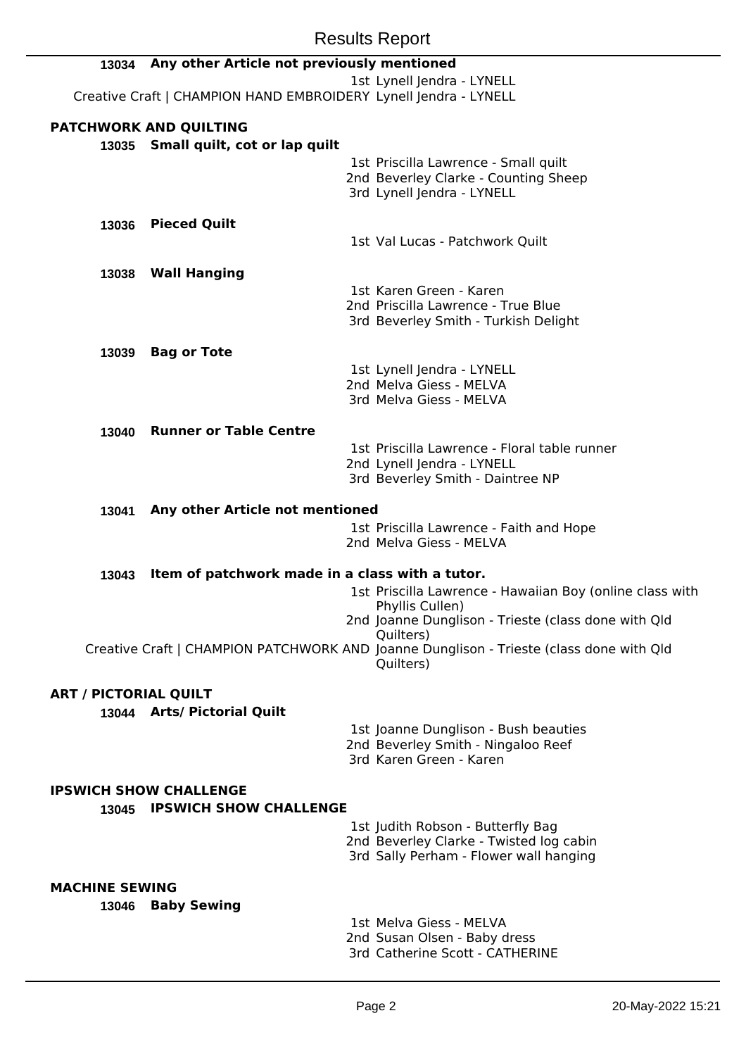**13034 Any other Article not previously mentioned**

1st Lynell Jendra - LYNELL

Creative Craft | CHAMPION HAND EMBROIDERY Lynell Jendra - LYNELL

## PATCHWORK AND QUILTING

**13035 Small quilt, cot or lap quilt**

1st Priscilla Lawrence - Small quilt
2nd Beverley Clarke - Counting Sheep
3rd Lynell Jendra - LYNELL

**13036 Pieced Quilt**

1st Val Lucas - Patchwork Quilt

**13038 Wall Hanging**

1st Karen Green - Karen
2nd Priscilla Lawrence - True Blue
3rd Beverley Smith - Turkish Delight

**13039 Bag or Tote**

1st Lynell Jendra - LYNELL
2nd Melva Giess - MELVA
3rd Melva Giess - MELVA

**13040 Runner or Table Centre**

1st Priscilla Lawrence - Floral table runner
2nd Lynell Jendra - LYNELL
3rd Beverley Smith - Daintree NP

**13041 Any other Article not mentioned**

1st Priscilla Lawrence - Faith and Hope
2nd Melva Giess - MELVA

**13043 Item of patchwork made in a class with a tutor.**

1st Priscilla Lawrence - Hawaiian Boy (online class with Phyllis Cullen)
2nd Joanne Dunglison - Trieste (class done with Qld Quilters)

Creative Craft | CHAMPION PATCHWORK AND Joanne Dunglison - Trieste (class done with Qld Quilters)

## ART / PICTORIAL QUILT

**13044 Arts/ Pictorial Quilt**

1st Joanne Dunglison - Bush beauties
2nd Beverley Smith - Ningaloo Reef
3rd Karen Green - Karen

## IPSWICH SHOW CHALLENGE

**13045 IPSWICH SHOW CHALLENGE**

1st Judith Robson - Butterfly Bag
2nd Beverley Clarke - Twisted log cabin
3rd Sally Perham - Flower wall hanging

## MACHINE SEWING

**13046 Baby Sewing**

1st Melva Giess - MELVA
2nd Susan Olsen - Baby dress
3rd Catherine Scott - CATHERINE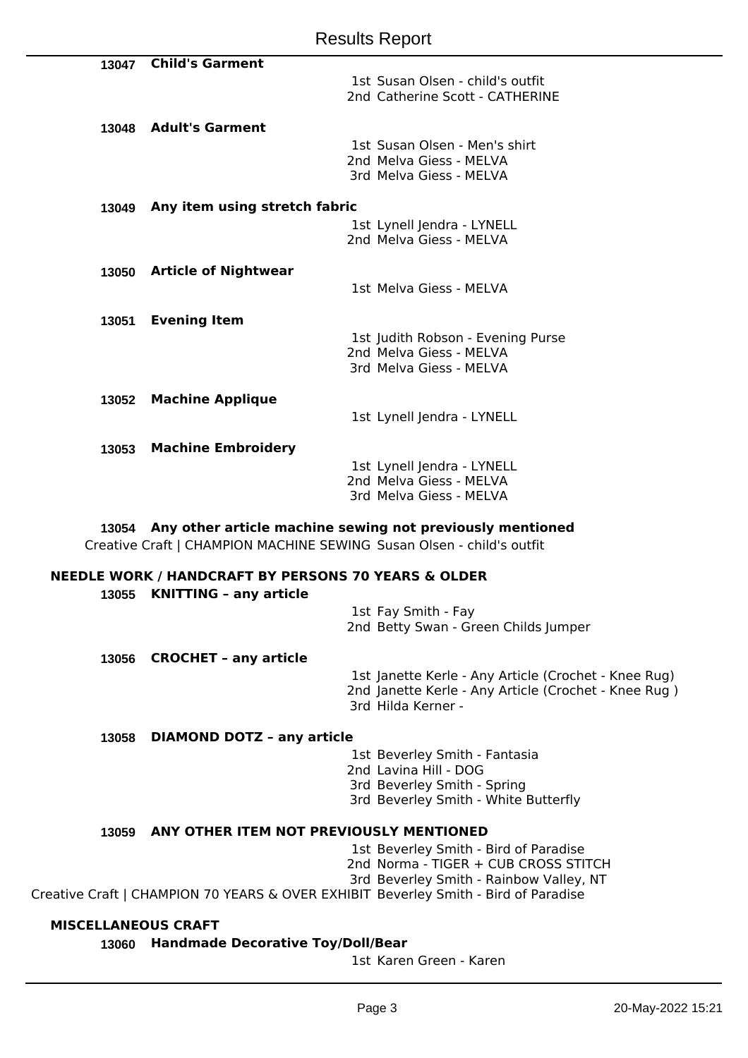**13047 Child's Garment**

1st Susan Olsen - child's outfit
2nd Catherine Scott - CATHERINE

**13048 Adult's Garment**

1st Susan Olsen - Men's shirt
2nd Melva Giess - MELVA
3rd Melva Giess - MELVA

**13049 Any item using stretch fabric**

1st Lynell Jendra - LYNELL
2nd Melva Giess - MELVA

**13050 Article of Nightwear**

1st Melva Giess - MELVA

**13051 Evening Item**

1st Judith Robson - Evening Purse
2nd Melva Giess - MELVA
3rd Melva Giess - MELVA

**13052 Machine Applique**

1st Lynell Jendra - LYNELL

**13053 Machine Embroidery**

1st Lynell Jendra - LYNELL
2nd Melva Giess - MELVA
3rd Melva Giess - MELVA

**13054 Any other article machine sewing not previously mentioned**

Creative Craft | CHAMPION MACHINE SEWING Susan Olsen - child's outfit

## NEEDLE WORK / HANDCRAFT BY PERSONS 70 YEARS & OLDER

**13055 KNITTING – any article**

1st Fay Smith - Fay
2nd Betty Swan - Green Childs Jumper

**13056 CROCHET – any article**

1st Janette Kerle - Any Article (Crochet - Knee Rug)
2nd Janette Kerle - Any Article (Crochet - Knee Rug )
3rd Hilda Kerner -

**13058 DIAMOND DOTZ – any article**

1st Beverley Smith - Fantasia
2nd Lavina Hill - DOG
3rd Beverley Smith - Spring
3rd Beverley Smith - White Butterfly

**13059 ANY OTHER ITEM NOT PREVIOUSLY MENTIONED**

1st Beverley Smith - Bird of Paradise
2nd Norma - TIGER + CUB CROSS STITCH
3rd Beverley Smith - Rainbow Valley, NT

Creative Craft | CHAMPION 70 YEARS & OVER EXHIBIT Beverley Smith - Bird of Paradise

## MISCELLANEOUS CRAFT

**13060 Handmade Decorative Toy/Doll/Bear**

1st Karen Green - Karen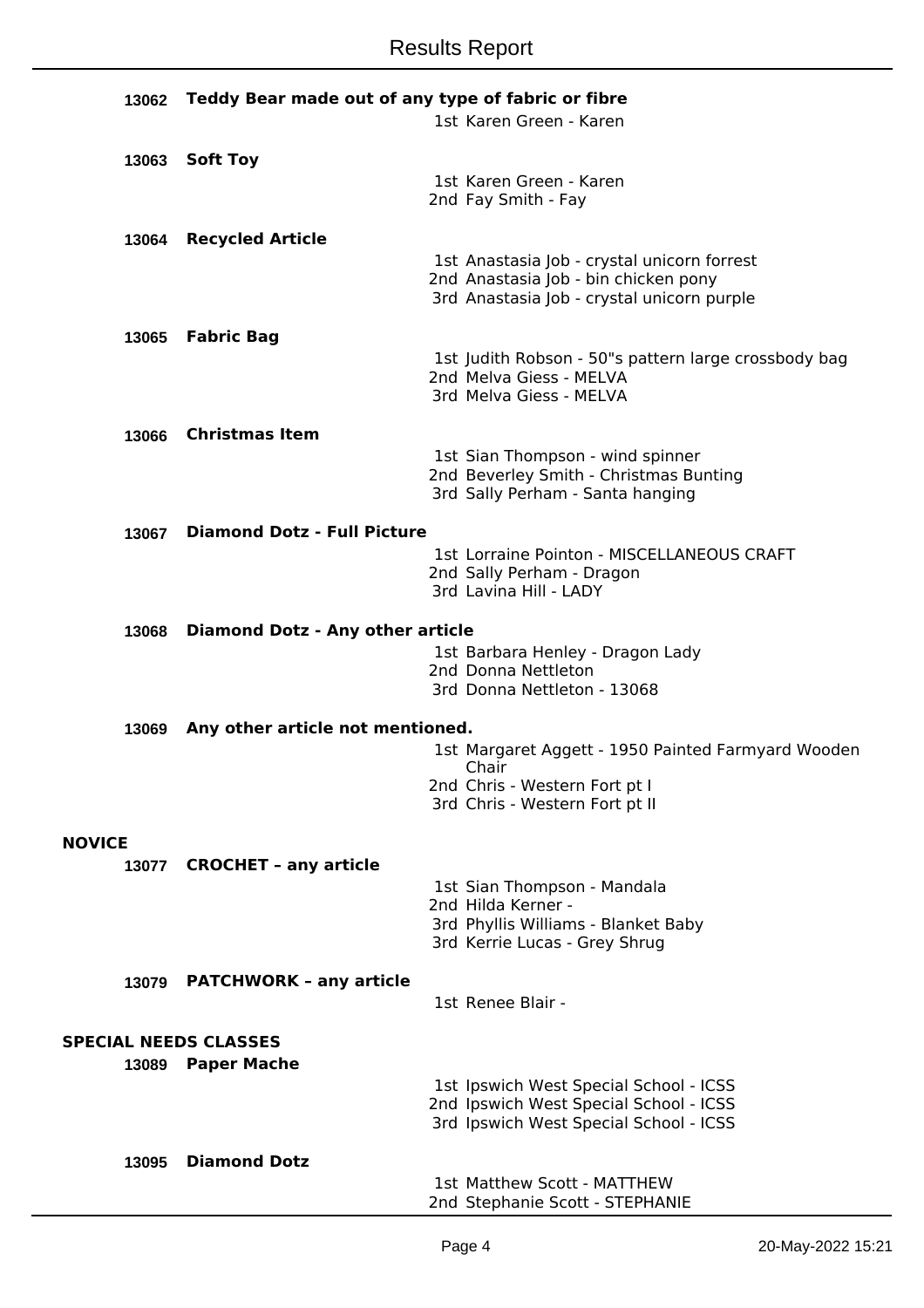### 13062 Teddy Bear made out of any type of fabric or fibre

1st Karen Green - Karen

### 13063 Soft Toy

1st Karen Green - Karen
2nd Fay Smith - Fay

### 13064 Recycled Article

1st Anastasia Job - crystal unicorn forrest
2nd Anastasia Job - bin chicken pony
3rd Anastasia Job - crystal unicorn purple

### 13065 Fabric Bag

1st Judith Robson - 50"s pattern large crossbody bag
2nd Melva Giess - MELVA
3rd Melva Giess - MELVA

### 13066 Christmas Item

1st Sian Thompson - wind spinner
2nd Beverley Smith - Christmas Bunting
3rd Sally Perham - Santa hanging

### 13067 Diamond Dotz - Full Picture

1st Lorraine Pointon - MISCELLANEOUS CRAFT
2nd Sally Perham - Dragon
3rd Lavina Hill - LADY

### 13068 Diamond Dotz - Any other article

1st Barbara Henley - Dragon Lady
2nd Donna Nettleton
3rd Donna Nettleton - 13068

### 13069 Any other article not mentioned.

1st Margaret Aggett - 1950 Painted Farmyard Wooden Chair
2nd Chris - Western Fort pt I
3rd Chris - Western Fort pt II

## NOVICE

### 13077 CROCHET – any article

1st Sian Thompson - Mandala
2nd Hilda Kerner -
3rd Phyllis Williams - Blanket Baby
3rd Kerrie Lucas - Grey Shrug

### 13079 PATCHWORK – any article

1st Renee Blair -

## SPECIAL NEEDS CLASSES

### 13089 Paper Mache

1st Ipswich West Special School - ICSS
2nd Ipswich West Special School - ICSS
3rd Ipswich West Special School - ICSS

### 13095 Diamond Dotz

1st Matthew Scott - MATTHEW
2nd Stephanie Scott - STEPHANIE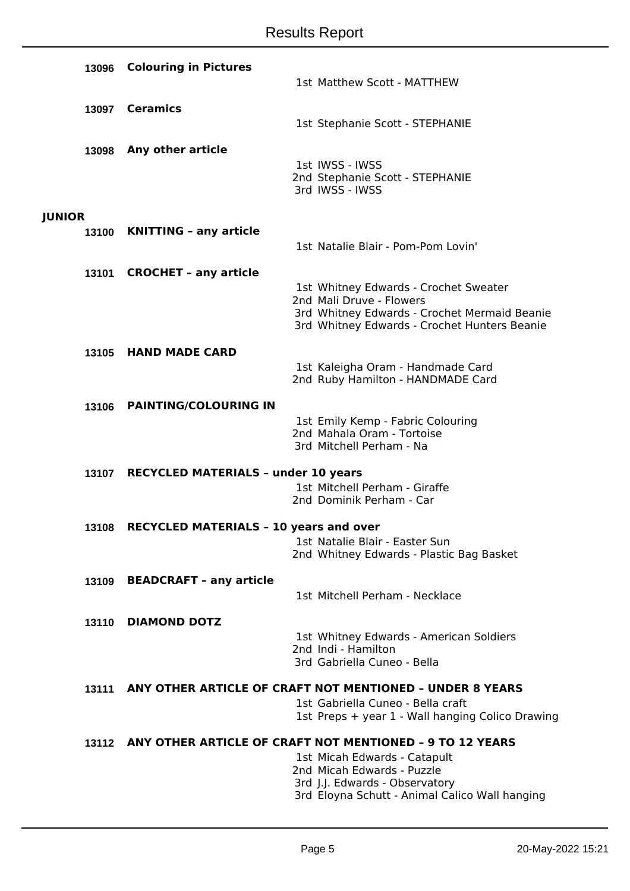**13096 Colouring in Pictures**

1st Matthew Scott - MATTHEW

**13097 Ceramics**

1st Stephanie Scott - STEPHANIE

**13098 Any other article**

1st IWSS - IWSS
2nd Stephanie Scott - STEPHANIE
3rd IWSS - IWSS

## JUNIOR

**13100 KNITTING – any article**

1st Natalie Blair - Pom-Pom Lovin'

**13101 CROCHET – any article**

1st Whitney Edwards - Crochet Sweater
2nd Mali Druve - Flowers
3rd Whitney Edwards - Crochet Mermaid Beanie
3rd Whitney Edwards - Crochet Hunters Beanie

**13105 HAND MADE CARD**

1st Kaleigha Oram - Handmade Card
2nd Ruby Hamilton - HANDMADE Card

**13106 PAINTING/COLOURING IN**

1st Emily Kemp - Fabric Colouring
2nd Mahala Oram - Tortoise
3rd Mitchell Perham - Na

**13107 RECYCLED MATERIALS – under 10 years**

1st Mitchell Perham - Giraffe
2nd Dominik Perham - Car

**13108 RECYCLED MATERIALS – 10 years and over**

1st Natalie Blair - Easter Sun
2nd Whitney Edwards - Plastic Bag Basket

**13109 BEADCRAFT – any article**

1st Mitchell Perham - Necklace

**13110 DIAMOND DOTZ**

1st Whitney Edwards - American Soldiers
2nd Indi - Hamilton
3rd Gabriella Cuneo - Bella

**13111 ANY OTHER ARTICLE OF CRAFT NOT MENTIONED – UNDER 8 YEARS**

1st Gabriella Cuneo - Bella craft
1st Preps + year 1 - Wall hanging Colico Drawing

**13112 ANY OTHER ARTICLE OF CRAFT NOT MENTIONED – 9 TO 12 YEARS**

1st Micah Edwards - Catapult
2nd Micah Edwards - Puzzle
3rd J.J. Edwards - Observatory
3rd Eloyna Schutt - Animal Calico Wall hanging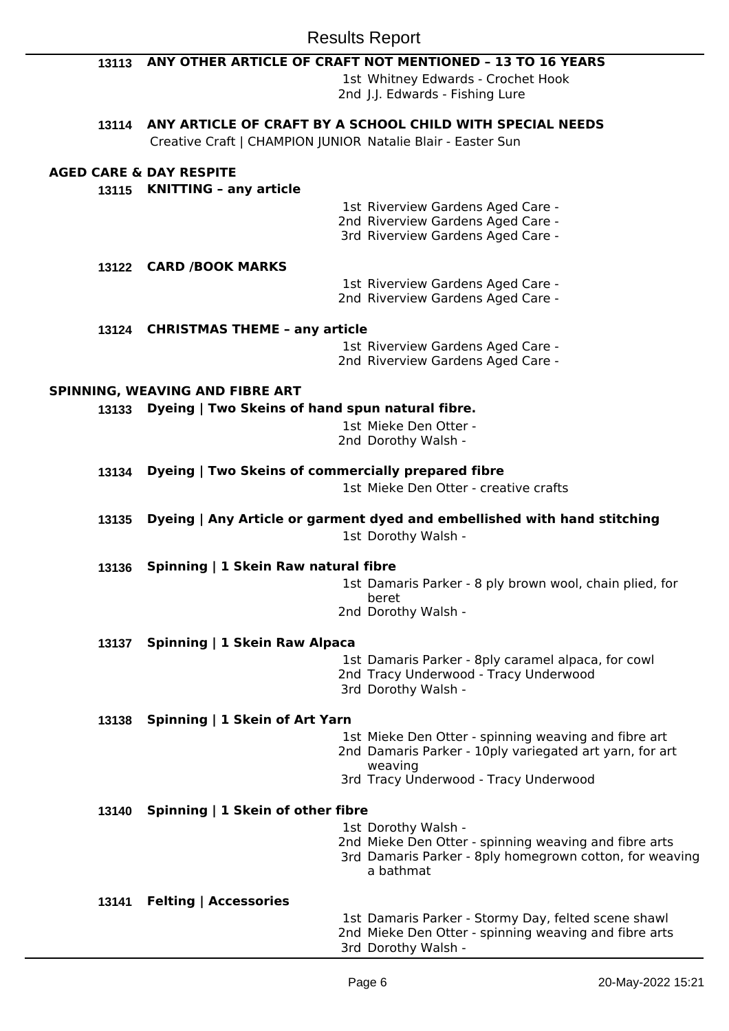**13113 ANY OTHER ARTICLE OF CRAFT NOT MENTIONED – 13 TO 16 YEARS**

1st Whitney Edwards - Crochet Hook
2nd J.J. Edwards - Fishing Lure

**13114 ANY ARTICLE OF CRAFT BY A SCHOOL CHILD WITH SPECIAL NEEDS**

Creative Craft | CHAMPION JUNIOR Natalie Blair - Easter Sun

## AGED CARE & DAY RESPITE

**13115 KNITTING – any article**

1st Riverview Gardens Aged Care -
2nd Riverview Gardens Aged Care -
3rd Riverview Gardens Aged Care -

**13122 CARD /BOOK MARKS**

1st Riverview Gardens Aged Care -
2nd Riverview Gardens Aged Care -

**13124 CHRISTMAS THEME – any article**

1st Riverview Gardens Aged Care -
2nd Riverview Gardens Aged Care -

## SPINNING, WEAVING AND FIBRE ART

**13133 Dyeing | Two Skeins of hand spun natural fibre.**

1st Mieke Den Otter -
2nd Dorothy Walsh -

**13134 Dyeing | Two Skeins of commercially prepared fibre**

1st Mieke Den Otter - creative crafts

**13135 Dyeing | Any Article or garment dyed and embellished with hand stitching**

1st Dorothy Walsh -

**13136 Spinning | 1 Skein Raw natural fibre**

1st Damaris Parker - 8 ply brown wool, chain plied, for beret
2nd Dorothy Walsh -

**13137 Spinning | 1 Skein Raw Alpaca**

1st Damaris Parker - 8ply caramel alpaca, for cowl
2nd Tracy Underwood - Tracy Underwood
3rd Dorothy Walsh -

**13138 Spinning | 1 Skein of Art Yarn**

1st Mieke Den Otter - spinning weaving and fibre art
2nd Damaris Parker - 10ply variegated art yarn, for art weaving
3rd Tracy Underwood - Tracy Underwood

**13140 Spinning | 1 Skein of other fibre**

1st Dorothy Walsh -
2nd Mieke Den Otter - spinning weaving and fibre arts
3rd Damaris Parker - 8ply homegrown cotton, for weaving a bathmat

**13141 Felting | Accessories**

1st Damaris Parker - Stormy Day, felted scene shawl
2nd Mieke Den Otter - spinning weaving and fibre arts
3rd Dorothy Walsh -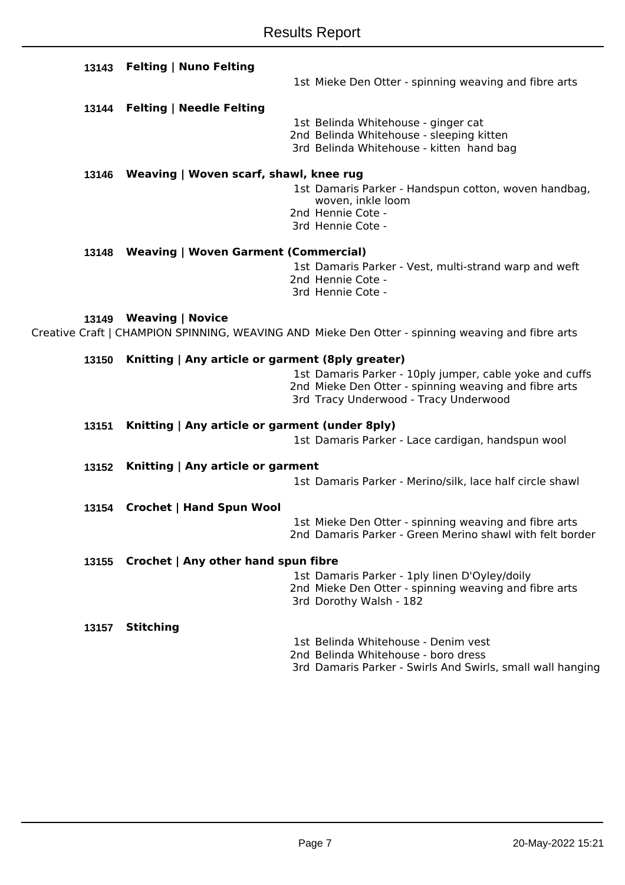**13143 Felting | Nuno Felting**

1st Mieke Den Otter - spinning weaving and fibre arts

**13144 Felting | Needle Felting**

1st Belinda Whitehouse - ginger cat
2nd Belinda Whitehouse - sleeping kitten
3rd Belinda Whitehouse - kitten hand bag

**13146 Weaving | Woven scarf, shawl, knee rug**

1st Damaris Parker - Handspun cotton, woven handbag, woven, inkle loom
2nd Hennie Cote -
3rd Hennie Cote -

**13148 Weaving | Woven Garment (Commercial)**

1st Damaris Parker - Vest, multi-strand warp and weft
2nd Hennie Cote -
3rd Hennie Cote -

**13149 Weaving | Novice**

Creative Craft | CHAMPION SPINNING, WEAVING AND Mieke Den Otter - spinning weaving and fibre arts

**13150 Knitting | Any article or garment (8ply greater)**

1st Damaris Parker - 10ply jumper, cable yoke and cuffs
2nd Mieke Den Otter - spinning weaving and fibre arts
3rd Tracy Underwood - Tracy Underwood

**13151 Knitting | Any article or garment (under 8ply)**

1st Damaris Parker - Lace cardigan, handspun wool

**13152 Knitting | Any article or garment**

1st Damaris Parker - Merino/silk, lace half circle shawl

**13154 Crochet | Hand Spun Wool**

1st Mieke Den Otter - spinning weaving and fibre arts
2nd Damaris Parker - Green Merino shawl with felt border

**13155 Crochet | Any other hand spun fibre**

1st Damaris Parker - 1ply linen D'Oyley/doily
2nd Mieke Den Otter - spinning weaving and fibre arts
3rd Dorothy Walsh - 182

**13157 Stitching**

1st Belinda Whitehouse - Denim vest
2nd Belinda Whitehouse - boro dress
3rd Damaris Parker - Swirls And Swirls, small wall hanging